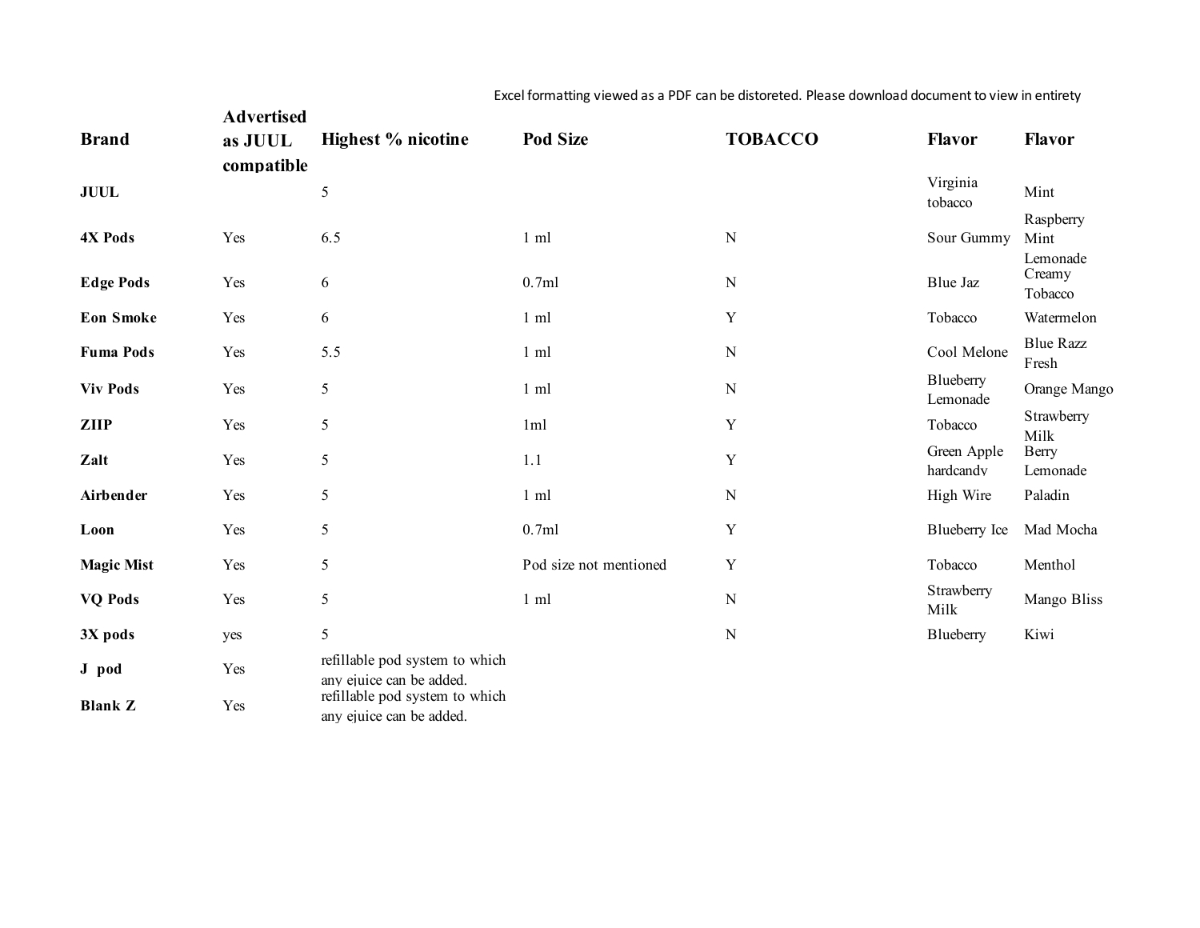Excel formatting viewed as a PDF can be distoreted. Please download document to view in entirety

| Brand | Advertised as JUUL compatible | Highest % nicotine | Pod Size | TOBACCO | Flavor | Flavor |
|---|---|---|---|---|---|---|
| **JUUL** | | 5 | | | Virginia tobacco | Mint |
| **4X Pods** | Yes | 6.5 | 1 ml | N | Sour Gummy | Raspberry Mint Lemonade |
| **Edge Pods** | Yes | 6 | 0.7ml | N | Blue Jaz | Creamy Tobacco |
| **Eon Smoke** | Yes | 6 | 1 ml | Y | Tobacco | Watermelon |
| **Fuma Pods** | Yes | 5.5 | 1 ml | N | Cool Melone | Blue Razz Fresh |
| **Viv Pods** | Yes | 5 | 1 ml | N | Blueberry Lemonade | Orange Mango |
| **ZIIP** | Yes | 5 | 1ml | Y | Tobacco | Strawberry Milk |
| **Zalt** | Yes | 5 | 1.1 | Y | Green Apple hardcandy | Berry Lemonade |
| **Airbender** | Yes | 5 | 1 ml | N | High Wire | Paladin |
| **Loon** | Yes | 5 | 0.7ml | Y | Blueberry Ice | Mad Mocha |
| **Magic Mist** | Yes | 5 | Pod size not mentioned | Y | Tobacco | Menthol |
| **VQ Pods** | Yes | 5 | 1 ml | N | Strawberry Milk | Mango Bliss |
| **3X pods** | yes | 5 | | N | Blueberry | Kiwi |
| **J pod** | Yes | refillable pod system to which any ejuice can be added. | | | | |
| **Blank Z** | Yes | refillable pod system to which any ejuice can be added. | | | | |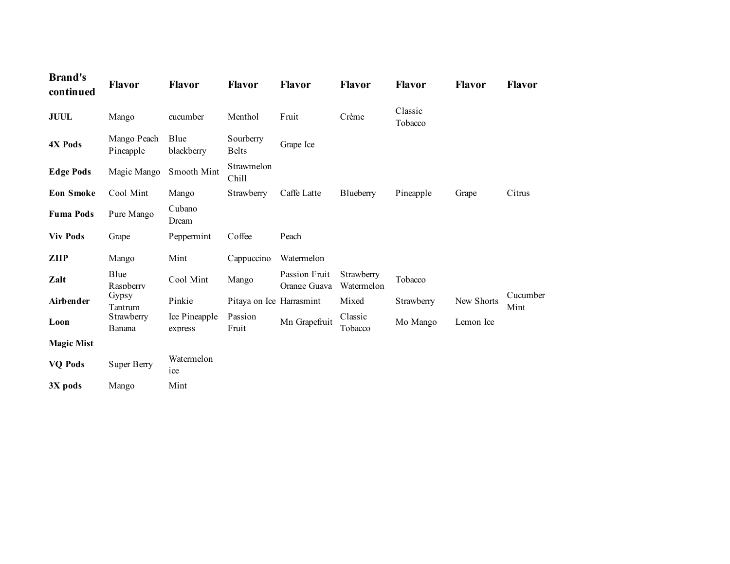| Brand's continued | Flavor | Flavor | Flavor | Flavor | Flavor | Flavor | Flavor | Flavor |
|---|---|---|---|---|---|---|---|---|
| **JUUL** | Mango | cucumber | Menthol | Fruit | Crème | Classic Tobacco | | |
| **4X Pods** | Mango Peach Pineapple | Blue blackberry | Sourberry Belts | Grape Ice | | | | |
| **Edge Pods** | Magic Mango | Smooth Mint | Strawmelon Chill | | | | | |
| **Eon Smoke** | Cool Mint | Mango | Strawberry | Caffe Latte | Blueberry | Pineapple | Grape | Citrus |
| **Fuma Pods** | Pure Mango | Cubano Dream | | | | | | |
| **Viv Pods** | Grape | Peppermint | Coffee | Peach | | | | |
| **ZIIP** | Mango | Mint | Cappuccino | Watermelon | | | | |
| **Zalt** | Blue Raspberry | Cool Mint | Mango | Passion Fruit Orange Guava | Strawberry Watermelon | Tobacco | | |
| **Airbender** | Gypsy Tantrum | Pinkie | Pitaya on Ice | Harrasmint | Mixed | Strawberry | New Shorts | Cucumber Mint |
| **Loon** | Strawberry Banana | Ice Pineapple express | Passion Fruit | Mn Grapefruit | Classic Tobacco | Mo Mango | Lemon Ice | |
| **Magic Mist** | | | | | | | | |
| **VQ Pods** | Super Berry | Watermelon ice | | | | | | |
| **3X pods** | Mango | Mint | | | | | | |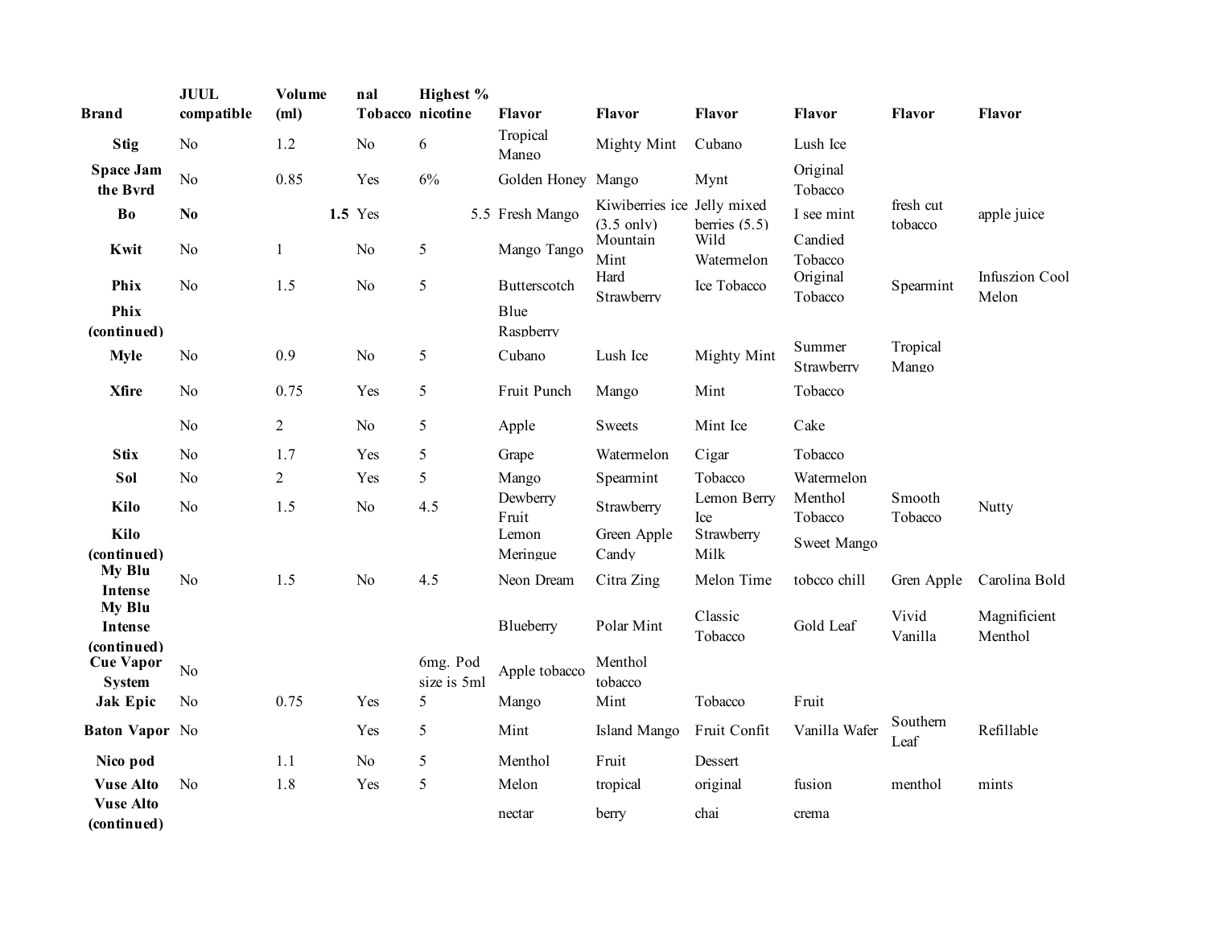| Brand | JUUL compatible | Volume (ml) | nal Tobacco | Highest % nicotine | Flavor | Flavor | Flavor | Flavor | Flavor | Flavor |
|---|---|---|---|---|---|---|---|---|---|---|
| **Stig** | No | 1.2 | No | 6 | Tropical Mango | Mighty Mint | Cubano | Lush Ice | | |
| **Space Jam the Byrd** | No | 0.85 | Yes | 6% | Golden Honey | Mango | Mynt | Original Tobacco | | |
| **Bo** | **No** | **1.5** | Yes | 5.5 | Fresh Mango | Kiwiberries ice (3.5 only) | Jelly mixed berries (5.5) | I see mint | fresh cut tobacco | apple juice |
| **Kwit** | No | 1 | No | 5 | Mango Tango | Mountain Mint | Wild Watermelon | Candied Tobacco | | |
| **Phix** | No | 1.5 | No | 5 | Butterscotch | Hard Strawberry | Ice Tobacco | Original Tobacco | Spearmint | Infuszion Cool Melon |
| **Phix (continued)** | | | | | Blue Raspberry | | | | | |
| **Myle** | No | 0.9 | No | 5 | Cubano | Lush Ice | Mighty Mint | Summer Strawberry | Tropical Mango | |
| **Xfire** | No | 0.75 | Yes | 5 | Fruit Punch | Mango | Mint | Tobacco | | |
| | No | 2 | No | 5 | Apple | Sweets | Mint Ice | Cake | | |
| **Stix** | No | 1.7 | Yes | 5 | Grape | Watermelon | Cigar | Tobacco | | |
| **Sol** | No | 2 | Yes | 5 | Mango | Spearmint | Tobacco | Watermelon | | |
| **Kilo** | No | 1.5 | No | 4.5 | Dewberry Fruit | Strawberry | Lemon Berry Ice | Menthol Tobacco | Smooth Tobacco | Nutty |
| **Kilo (continued)** | | | | | Lemon Meringue | Green Apple Candy | Strawberry Milk | Sweet Mango | | |
| **My Blu Intense** | No | 1.5 | No | 4.5 | Neon Dream | Citra Zing | Melon Time | tobcco chill | Gren Apple | Carolina Bold |
| **My Blu Intense (continued)** | | | | | Blueberry | Polar Mint | Classic Tobacco | Gold Leaf | Vivid Vanilla | Magnificient Menthol |
| **Cue Vapor System** | No | | | 6mg. Pod size is 5ml | Apple tobacco | Menthol tobacco | | | | |
| **Jak Epic** | No | 0.75 | Yes | 5 | Mango | Mint | Tobacco | Fruit | | |
| **Baton Vapor** | No | | Yes | 5 | Mint | Island Mango | Fruit Confit | Vanilla Wafer | Southern Leaf | Refillable |
| **Nico pod** | | 1.1 | No | 5 | Menthol | Fruit | Dessert | | | |
| **Vuse Alto** | No | 1.8 | Yes | 5 | Melon | tropical | original | fusion | menthol | mints |
| **Vuse Alto (continued)** | | | | | nectar | berry | chai | crema | | |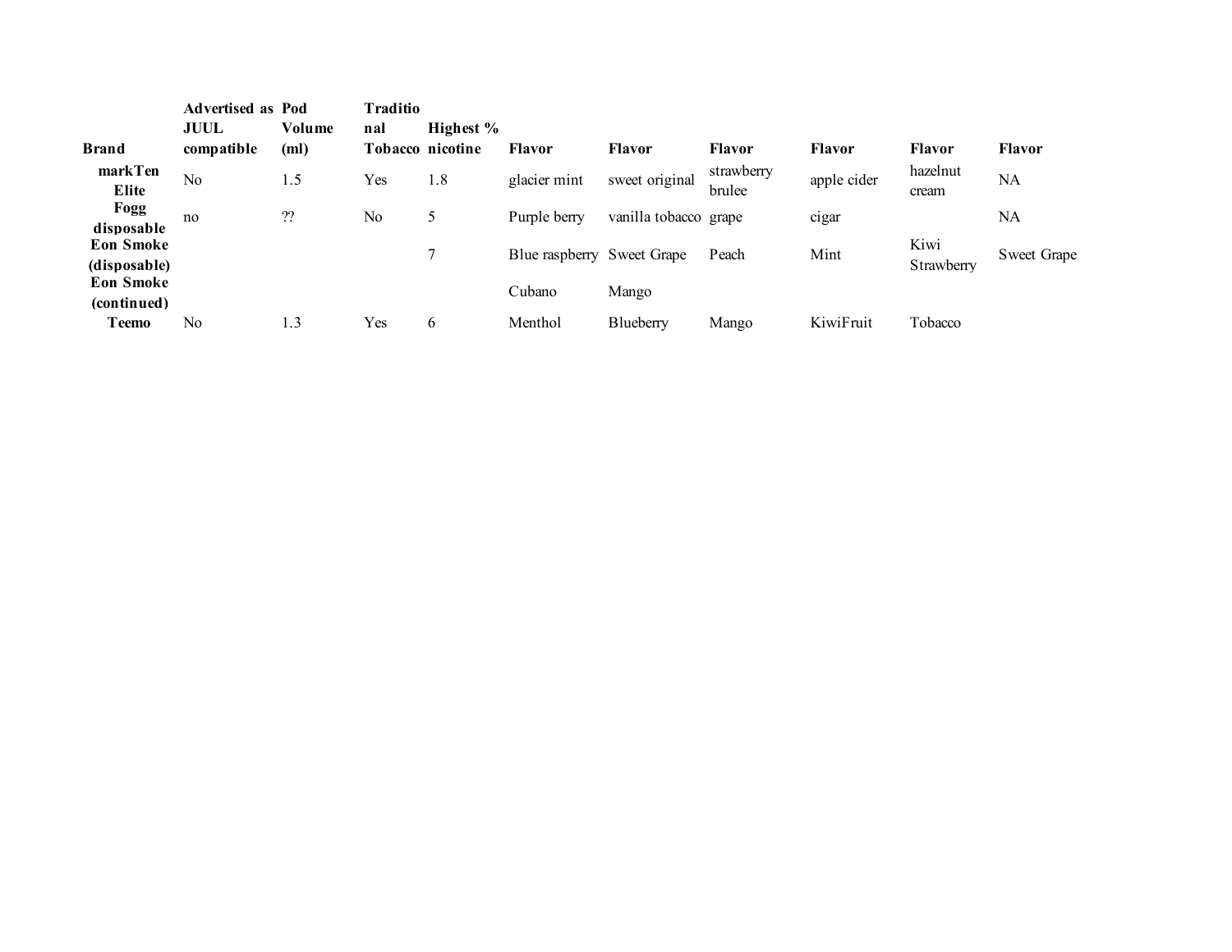| Brand | Advertised as JUUL compatible | Pod Volume (ml) | Traditional Tobacco | Highest % nicotine | Flavor | Flavor | Flavor | Flavor | Flavor | Flavor |
|---|---|---|---|---|---|---|---|---|---|---|
| **markTen Elite** | No | 1.5 | Yes | 1.8 | glacier mint | sweet original | strawberry brulee | apple cider | hazelnut cream | NA |
| **Fogg disposable** | no | ?? | No | 5 | Purple berry | vanilla tobacco | grape | cigar | | NA |
| **Eon Smoke (disposable)** | | | | 7 | Blue raspberry | Sweet Grape | Peach | Mint | Kiwi Strawberry | Sweet Grape |
| **Eon Smoke (continued)** | | | | | Cubano | Mango | | | | |
| **Teemo** | No | 1.3 | Yes | 6 | Menthol | Blueberry | Mango | KiwiFruit | Tobacco | |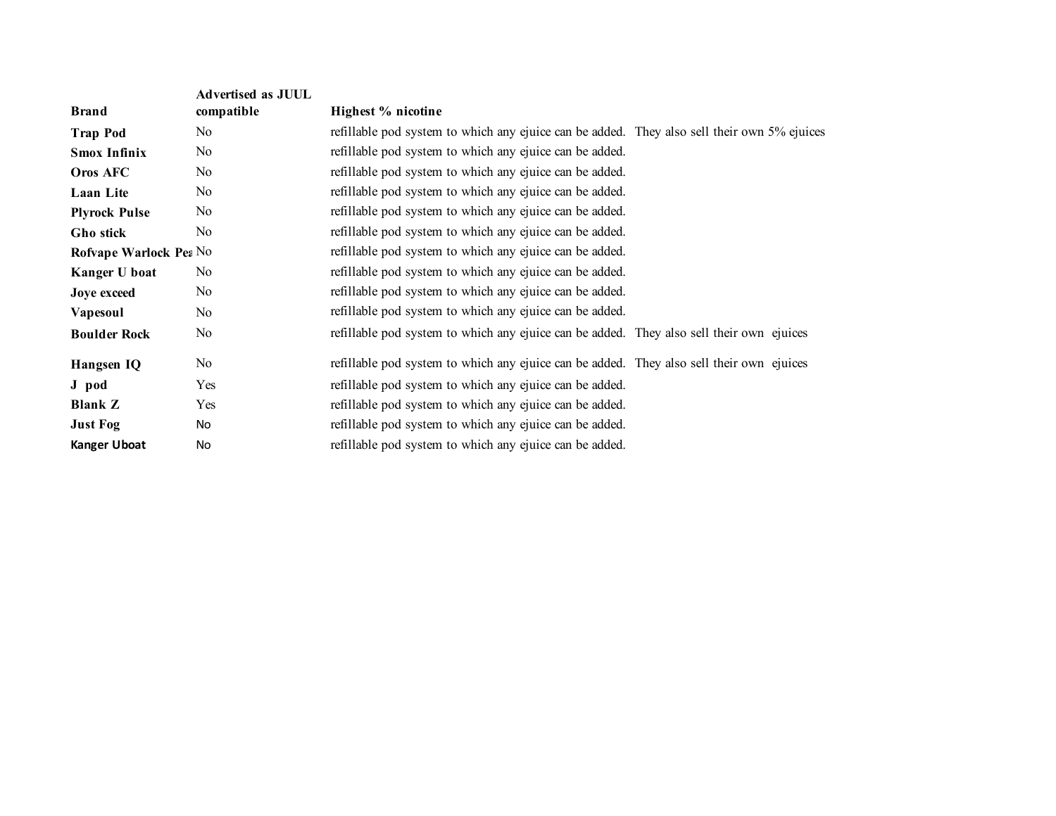| Brand | Advertised as JUUL compatible | Highest % nicotine |
| --- | --- | --- |
| **Trap Pod** | No | refillable pod system to which any ejuice can be added. They also sell their own 5% ejuices |
| **Smox Infinix** | No | refillable pod system to which any ejuice can be added. |
| **Oros AFC** | No | refillable pod system to which any ejuice can be added. |
| **Laan Lite** | No | refillable pod system to which any ejuice can be added. |
| **Plyrock Pulse** | No | refillable pod system to which any ejuice can be added. |
| **Gho stick** | No | refillable pod system to which any ejuice can be added. |
| **Rofvape Warlock Pea** | No | refillable pod system to which any ejuice can be added. |
| **Kanger U boat** | No | refillable pod system to which any ejuice can be added. |
| **Joye exceed** | No | refillable pod system to which any ejuice can be added. |
| **Vapesoul** | No | refillable pod system to which any ejuice can be added. |
| **Boulder Rock** | No | refillable pod system to which any ejuice can be added. They also sell their own ejuices |
| **Hangsen IQ** | No | refillable pod system to which any ejuice can be added. They also sell their own ejuices |
| **J pod** | Yes | refillable pod system to which any ejuice can be added. |
| **Blank Z** | Yes | refillable pod system to which any ejuice can be added. |
| **Just Fog** | No | refillable pod system to which any ejuice can be added. |
| **Kanger Uboat** | No | refillable pod system to which any ejuice can be added. |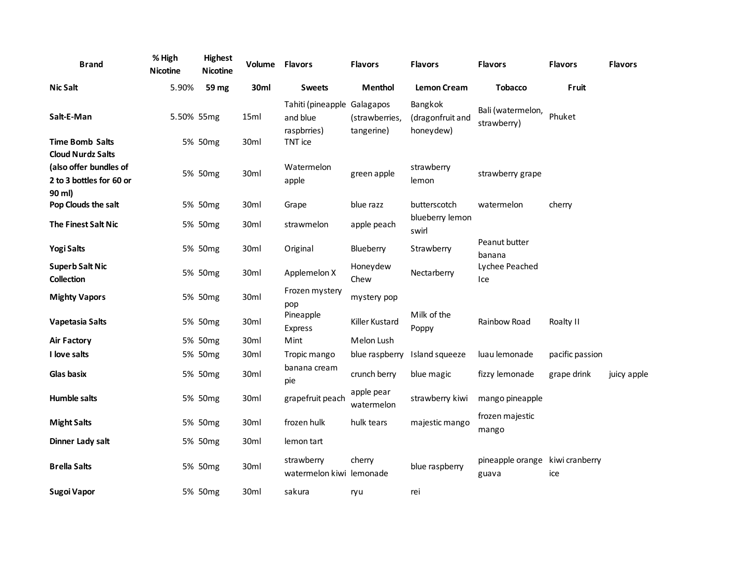| Brand | % High Nicotine | Highest Nicotine | Volume | Flavors | Flavors | Flavors | Flavors | Flavors | Flavors |
|---|---|---|---|---|---|---|---|---|---|
| **Nic Salt** | 5.90% | **59 mg** | **30ml** | **Sweets** | **Menthol** | **Lemon Cream** | **Tobacco** | **Fruit** | |
| **Salt-E-Man** | 5.50% | 55mg | 15ml | Tahiti (pineapple and blue raspbrries) | Galagapos (strawberries, tangerine) | Bangkok (dragonfruit and honeydew) | Bali (watermelon, strawberry) | Phuket | |
| **Time Bomb Salts** | 5% | 50mg | 30ml | TNT ice | | | | | |
| **Cloud Nurdz Salts (also offer bundles of 2 to 3 bottles for 60 or 90 ml)** | 5% | 50mg | 30ml | Watermelon apple | green apple | strawberry lemon | strawberry grape | | |
| **Pop Clouds the salt** | 5% | 50mg | 30ml | Grape | blue razz | butterscotch | watermelon | cherry | |
| **The Finest Salt Nic** | 5% | 50mg | 30ml | strawmelon | apple peach | blueberry lemon swirl | | | |
| **Yogi Salts** | 5% | 50mg | 30ml | Original | Blueberry | Strawberry | Peanut butter banana | | |
| **Superb Salt Nic Collection** | 5% | 50mg | 30ml | Applemelon X | Honeydew Chew | Nectarberry | Lychee Peached Ice | | |
| **Mighty Vapors** | 5% | 50mg | 30ml | Frozen mystery pop | mystery pop | | | | |
| **Vapetasia Salts** | 5% | 50mg | 30ml | Pineapple Express | Killer Kustard | Milk of the Poppy | Rainbow Road | Roalty II | |
| **Air Factory** | 5% | 50mg | 30ml | Mint | Melon Lush | | | | |
| **I love salts** | 5% | 50mg | 30ml | Tropic mango | blue raspberry | Island squeeze | luau lemonade | pacific passion | |
| **Glas basix** | 5% | 50mg | 30ml | banana cream pie | crunch berry | blue magic | fizzy lemonade | grape drink | juicy apple |
| **Humble salts** | 5% | 50mg | 30ml | grapefruit peach | apple pear watermelon | strawberry kiwi | mango pineapple | | |
| **Might Salts** | 5% | 50mg | 30ml | frozen hulk | hulk tears | majestic mango | frozen majestic mango | | |
| **Dinner Lady salt** | 5% | 50mg | 30ml | lemon tart | | | | | |
| **Brella Salts** | 5% | 50mg | 30ml | strawberry watermelon kiwi | cherry lemonade | blue raspberry | pineapple orange guava | kiwi cranberry ice | |
| **Sugoi Vapor** | 5% | 50mg | 30ml | sakura | ryu | rei | | | |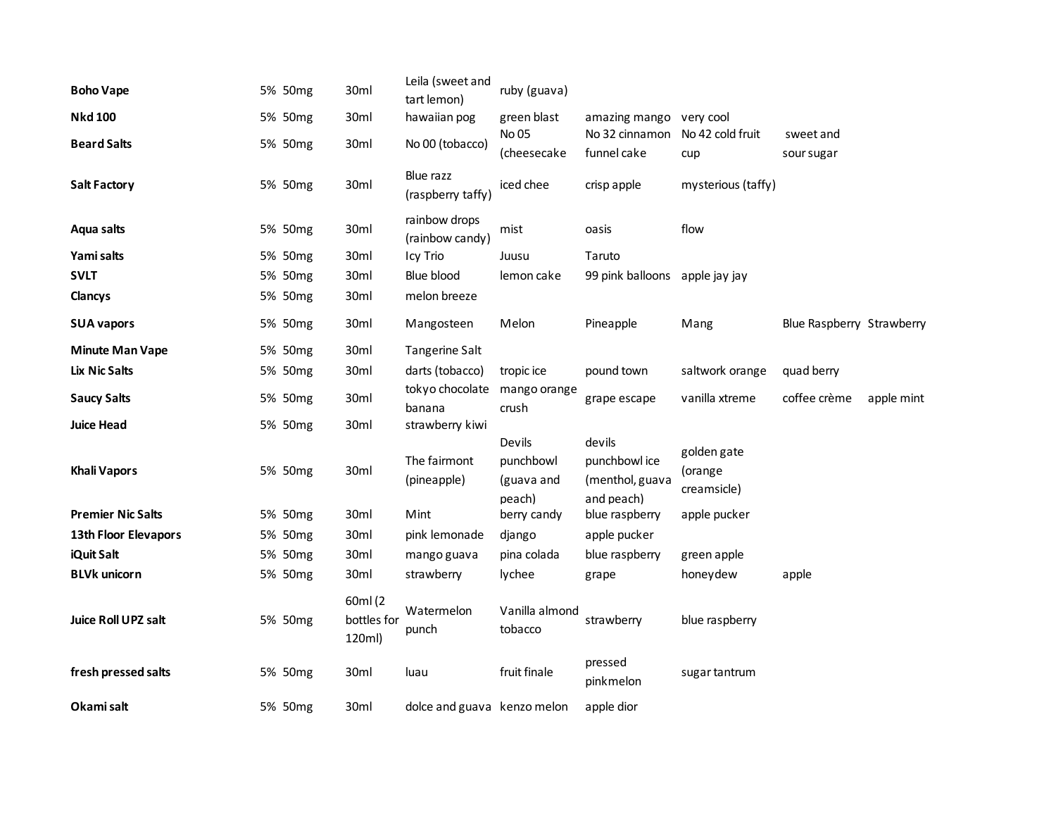| | | | | | | | | |
|---|---|---|---|---|---|---|---|---|
| **Boho Vape** | 5% 50mg | 30ml | Leila (sweet and tart lemon) | ruby (guava) | | | | |
| **Nkd 100** | 5% 50mg | 30ml | hawaiian pog | green blast | amazing mango | very cool | | |
| **Beard Salts** | 5% 50mg | 30ml | No 00 (tobacco) | No 05 (cheesecake | No 32 cinnamon funnel cake | No 42 cold fruit cup | sweet and sour sugar | |
| **Salt Factory** | 5% 50mg | 30ml | Blue razz (raspberry taffy) | iced chee | crisp apple | mysterious (taffy) | | |
| **Aqua salts** | 5% 50mg | 30ml | rainbow drops (rainbow candy) | mist | oasis | flow | | |
| **Yami salts** | 5% 50mg | 30ml | Icy Trio | Juusu | Taruto | | | |
| **SVLT** | 5% 50mg | 30ml | Blue blood | lemon cake | 99 pink balloons | apple jay jay | | |
| **Clancys** | 5% 50mg | 30ml | melon breeze | | | | | |
| **SUA vapors** | 5% 50mg | 30ml | Mangosteen | Melon | Pineapple | Mang | Blue Raspberry | Strawberry |
| **Minute Man Vape** | 5% 50mg | 30ml | Tangerine Salt | | | | | |
| **Lix Nic Salts** | 5% 50mg | 30ml | darts (tobacco) | tropic ice | pound town | saltwork orange | quad berry | |
| **Saucy Salts** | 5% 50mg | 30ml | tokyo chocolate banana | mango orange crush | grape escape | vanilla xtreme | coffee crème | apple mint |
| **Juice Head** | 5% 50mg | 30ml | strawberry kiwi | | | | | |
| **Khali Vapors** | 5% 50mg | 30ml | The fairmont (pineapple) | Devils punchbowl (guava and peach) | devils punchbowl ice (menthol, guava and peach) | golden gate (orange creamsicle) | | |
| **Premier Nic Salts** | 5% 50mg | 30ml | Mint | berry candy | blue raspberry | apple pucker | | |
| **13th Floor Elevapors** | 5% 50mg | 30ml | pink lemonade | django | apple pucker | | | |
| **iQuit Salt** | 5% 50mg | 30ml | mango guava | pina colada | blue raspberry | green apple | | |
| **BLVk unicorn** | 5% 50mg | 30ml | strawberry | lychee | grape | honeydew | apple | |
| **Juice Roll UPZ salt** | 5% 50mg | 60ml (2 bottles for 120ml) | Watermelon punch | Vanilla almond tobacco | strawberry | blue raspberry | | |
| **fresh pressed salts** | 5% 50mg | 30ml | luau | fruit finale | pressed pinkmelon | sugar tantrum | | |
| **Okami salt** | 5% 50mg | 30ml | dolce and guava | kenzo melon | apple dior | | | |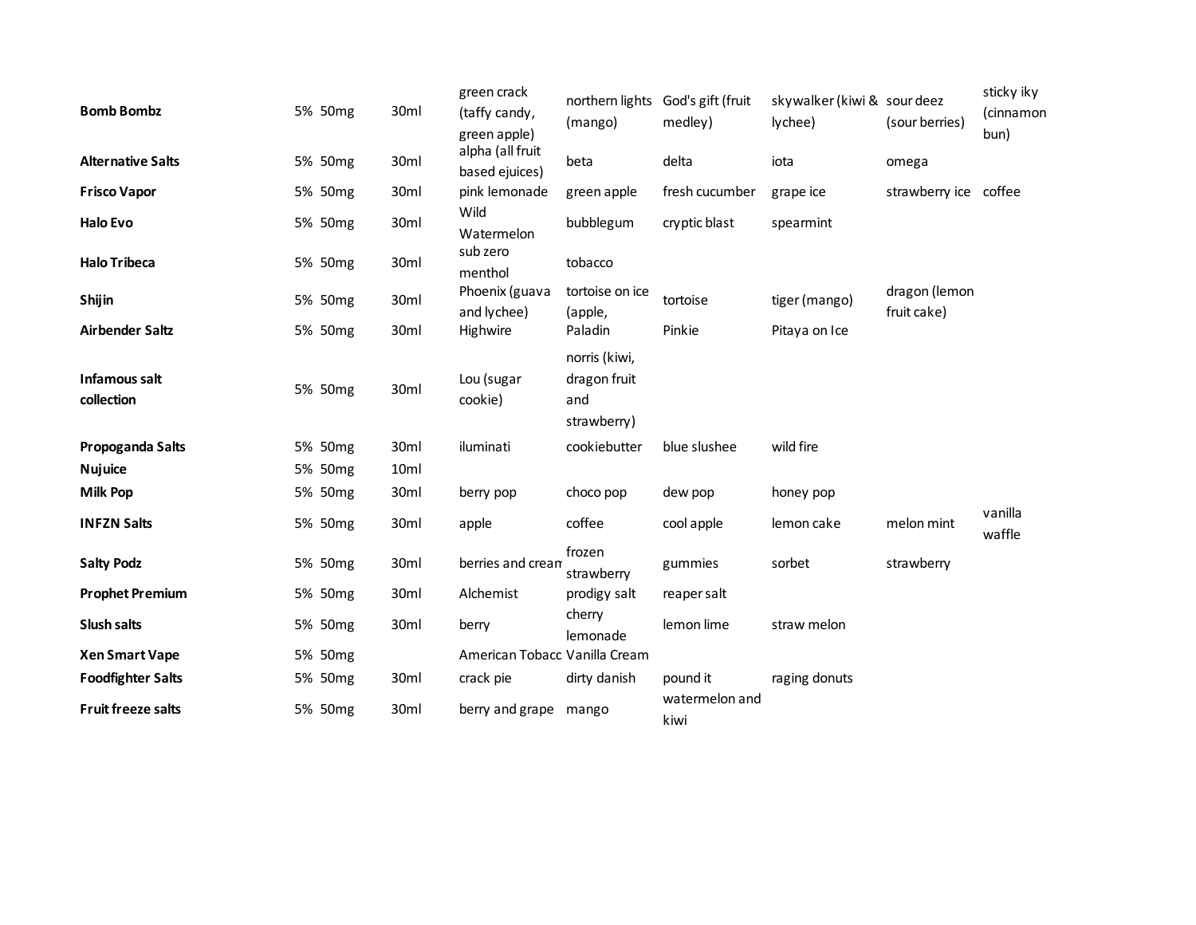| | | | | | | | | |
|---|---|---|---|---|---|---|---|---|
| **Bomb Bombz** | 5% 50mg | 30ml | green crack (taffy candy, green apple) | northern lights (mango) | God's gift (fruit medley) | skywalker (kiwi & lychee) | sour deez (sour berries) | sticky iky (cinnamon bun) |
| **Alternative Salts** | 5% 50mg | 30ml | alpha (all fruit based ejuices) | beta | delta | iota | omega | |
| **Frisco Vapor** | 5% 50mg | 30ml | pink lemonade | green apple | fresh cucumber | grape ice | strawberry ice | coffee |
| **Halo Evo** | 5% 50mg | 30ml | Wild Watermelon | bubblegum | cryptic blast | spearmint | | |
| **Halo Tribeca** | 5% 50mg | 30ml | sub zero menthol | tobacco | | | | |
| **Shijin** | 5% 50mg | 30ml | Phoenix (guava and lychee) | tortoise on ice (apple, | tortoise | tiger (mango) | dragon (lemon fruit cake) | |
| **Airbender Saltz** | 5% 50mg | 30ml | Highwire | Paladin | Pinkie | Pitaya on Ice | | |
| **Infamous salt collection** | 5% 50mg | 30ml | Lou (sugar cookie) | norris (kiwi, dragon fruit and strawberry) | | | | |
| **Propoganda Salts** | 5% 50mg | 30ml | iluminati | cookiebutter | blue slushee | wild fire | | |
| **Nujuice** | 5% 50mg | 10ml | | | | | | |
| **Milk Pop** | 5% 50mg | 30ml | berry pop | choco pop | dew pop | honey pop | | |
| **INFZN Salts** | 5% 50mg | 30ml | apple | coffee | cool apple | lemon cake | melon mint | vanilla waffle |
| **Salty Podz** | 5% 50mg | 30ml | berries and cream | frozen strawberry | gummies | sorbet | strawberry | |
| **Prophet Premium** | 5% 50mg | 30ml | Alchemist | prodigy salt | reaper salt | | | |
| **Slush salts** | 5% 50mg | 30ml | berry | cherry lemonade | lemon lime | straw melon | | |
| **Xen Smart Vape** | 5% 50mg | | American Tobacc | Vanilla Cream | | | | |
| **Foodfighter Salts** | 5% 50mg | 30ml | crack pie | dirty danish | pound it | raging donuts | | |
| **Fruit freeze salts** | 5% 50mg | 30ml | berry and grape | mango | watermelon and kiwi | | | |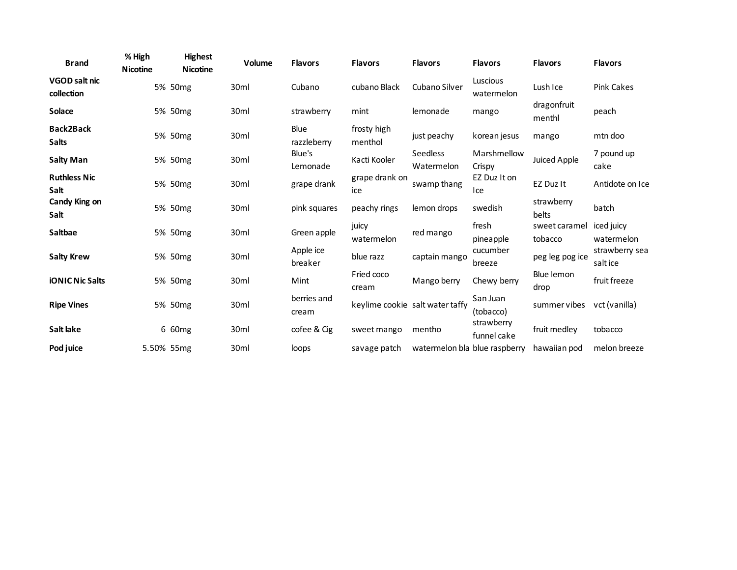| Brand | % High Nicotine | Highest Nicotine | Volume | Flavors | Flavors | Flavors | Flavors | Flavors | Flavors |
|---|---|---|---|---|---|---|---|---|---|
| **VGOD salt nic collection** | 5% | 50mg | 30ml | Cubano | cubano Black | Cubano Silver | Luscious watermelon | Lush Ice | Pink Cakes |
| **Solace** | 5% | 50mg | 30ml | strawberry | mint | lemonade | mango | dragonfruit menthl | peach |
| **Back2Back Salts** | 5% | 50mg | 30ml | Blue razzleberry | frosty high menthol | just peachy | korean jesus | mango | mtn doo |
| **Salty Man** | 5% | 50mg | 30ml | Blue's Lemonade | Kacti Kooler | Seedless Watermelon | Marshmellow Crispy | Juiced Apple | 7 pound up cake |
| **Ruthless Nic Salt** | 5% | 50mg | 30ml | grape drank | grape drank on ice | swamp thang | EZ Duz It on Ice | EZ Duz It | Antidote on Ice |
| **Candy King on Salt** | 5% | 50mg | 30ml | pink squares | peachy rings | lemon drops | swedish | strawberry belts | batch |
| **Saltbae** | 5% | 50mg | 30ml | Green apple | juicy watermelon | red mango | fresh pineapple | sweet caramel tobacco | iced juicy watermelon |
| **Salty Krew** | 5% | 50mg | 30ml | Apple ice breaker | blue razz | captain mango | cucumber breeze | peg leg pog ice | strawberry sea salt ice |
| **iONIC Nic Salts** | 5% | 50mg | 30ml | Mint | Fried coco cream | Mango berry | Chewy berry | Blue lemon drop | fruit freeze |
| **Ripe Vines** | 5% | 50mg | 30ml | berries and cream | keylime cookie | salt water taffy | San Juan (tobacco) | summer vibes | vct (vanilla) |
| **Salt lake** | 6 | 60mg | 30ml | cofee & Cig | sweet mango | mentho | strawberry funnel cake | fruit medley | tobacco |
| **Pod juice** | 5.50% | 55mg | 30ml | loops | savage patch | watermelon bla | blue raspberry | hawaiian pod | melon breeze |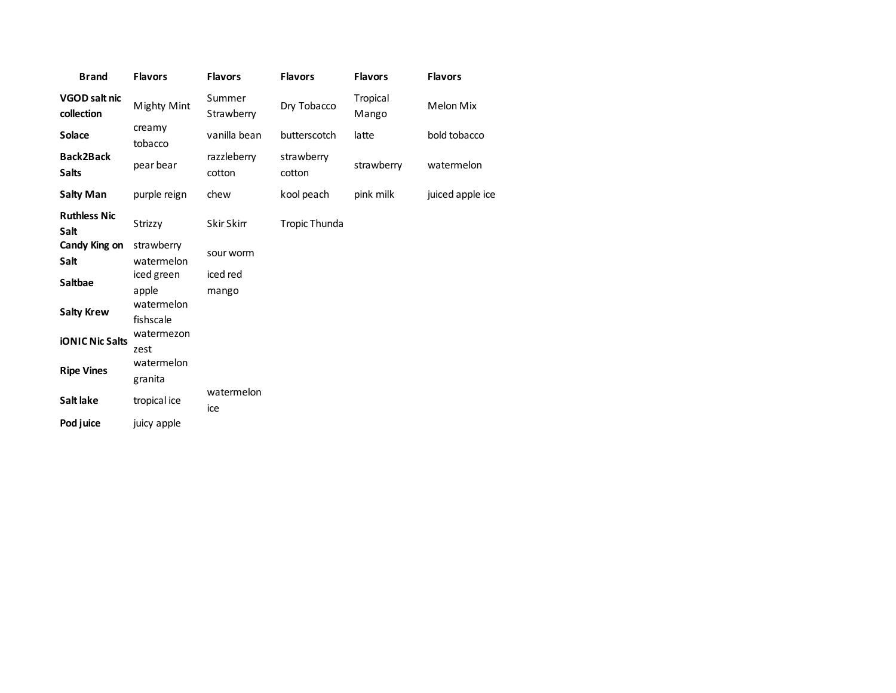| Brand | Flavors | Flavors | Flavors | Flavors | Flavors |
|---|---|---|---|---|---|
| **VGOD salt nic collection** | Mighty Mint | Summer Strawberry | Dry Tobacco | Tropical Mango | Melon Mix |
| **Solace** | creamy tobacco | vanilla bean | butterscotch | latte | bold tobacco |
| **Back2Back Salts** | pear bear | razzleberry cotton | strawberry cotton | strawberry | watermelon |
| **Salty Man** | purple reign | chew | kool peach | pink milk | juiced apple ice |
| **Ruthless Nic Salt** | Strizzy | Skir Skirr | Tropic Thunda | | |
| **Candy King on Salt** | strawberry watermelon | sour worm | | | |
| **Saltbae** | iced green apple | iced red mango | | | |
| **Salty Krew** | watermelon fishscale | | | | |
| **iONIC Nic Salts** | watermezon zest | | | | |
| **Ripe Vines** | watermelon granita | | | | |
| **Salt lake** | tropical ice | watermelon ice | | | |
| **Pod juice** | juicy apple | | | | |